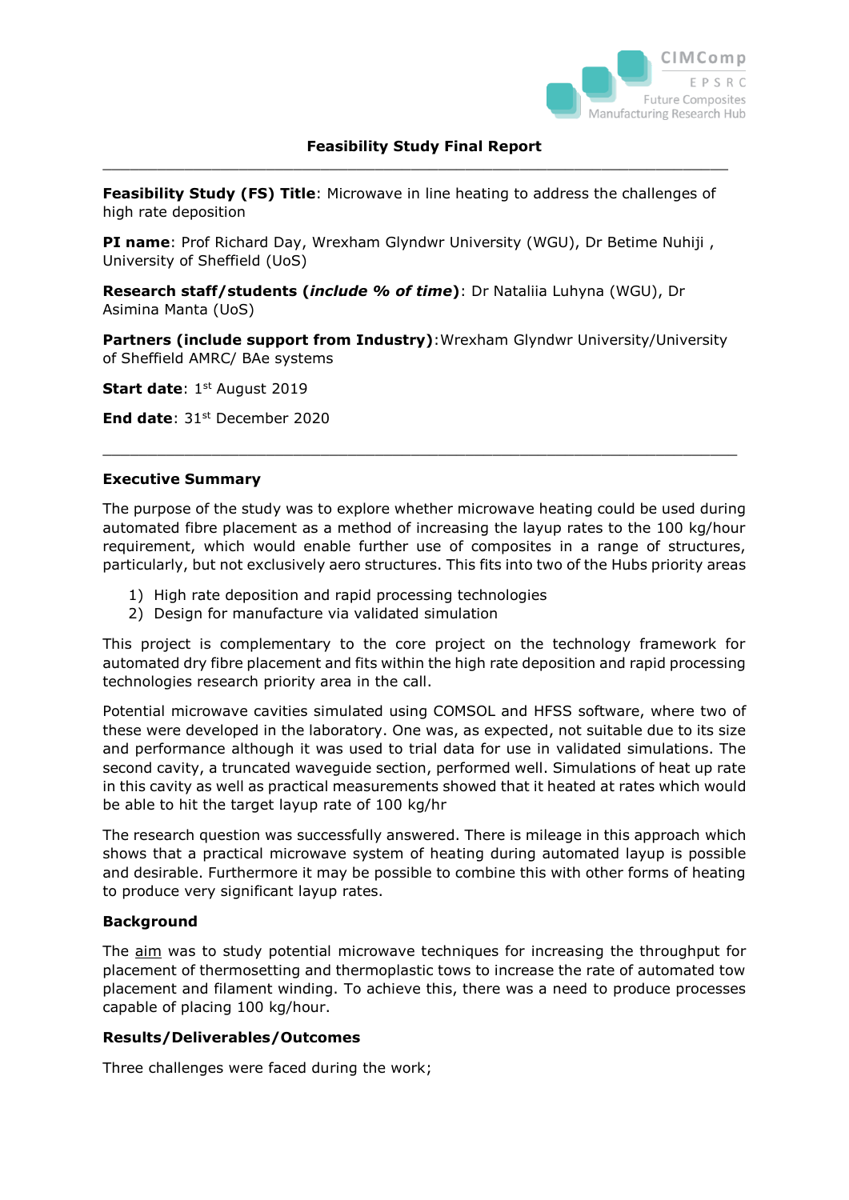## Feasibility Study Final Report

---

**Feasibility Study (FS) Title**: Microwave in line heating to address the challenges of high rate deposition

**PI name**: Prof Richard Day, Wrexham Glyndwr University (WGU), Dr Betime Nuhiji , University of Sheffield (UoS)

**Research staff/students (*include % of time*)**: Dr Nataliia Luhyna (WGU), Dr Asimina Manta (UoS)

**Partners (include support from Industry)**: Wrexham Glyndwr University/University of Sheffield AMRC/ BAe systems

**Start date**: 1st August 2019

**End date**: 31st December 2020

---

### Executive Summary

The purpose of the study was to explore whether microwave heating could be used during automated fibre placement as a method of increasing the layup rates to the 100 kg/hour requirement, which would enable further use of composites in a range of structures, particularly, but not exclusively aero structures. This fits into two of the Hubs priority areas

1) High rate deposition and rapid processing technologies
2) Design for manufacture via validated simulation

This project is complementary to the core project on the technology framework for automated dry fibre placement and fits within the high rate deposition and rapid processing technologies research priority area in the call.

Potential microwave cavities simulated using COMSOL and HFSS software, where two of these were developed in the laboratory. One was, as expected, not suitable due to its size and performance although it was used to trial data for use in validated simulations. The second cavity, a truncated waveguide section, performed well. Simulations of heat up rate in this cavity as well as practical measurements showed that it heated at rates which would be able to hit the target layup rate of 100 kg/hr

The research question was successfully answered. There is mileage in this approach which shows that a practical microwave system of heating during automated layup is possible and desirable. Furthermore it may be possible to combine this with other forms of heating to produce very significant layup rates.

### Background

The aim was to study potential microwave techniques for increasing the throughput for placement of thermosetting and thermoplastic tows to increase the rate of automated tow placement and filament winding. To achieve this, there was a need to produce processes capable of placing 100 kg/hour.

### Results/Deliverables/Outcomes

Three challenges were faced during the work;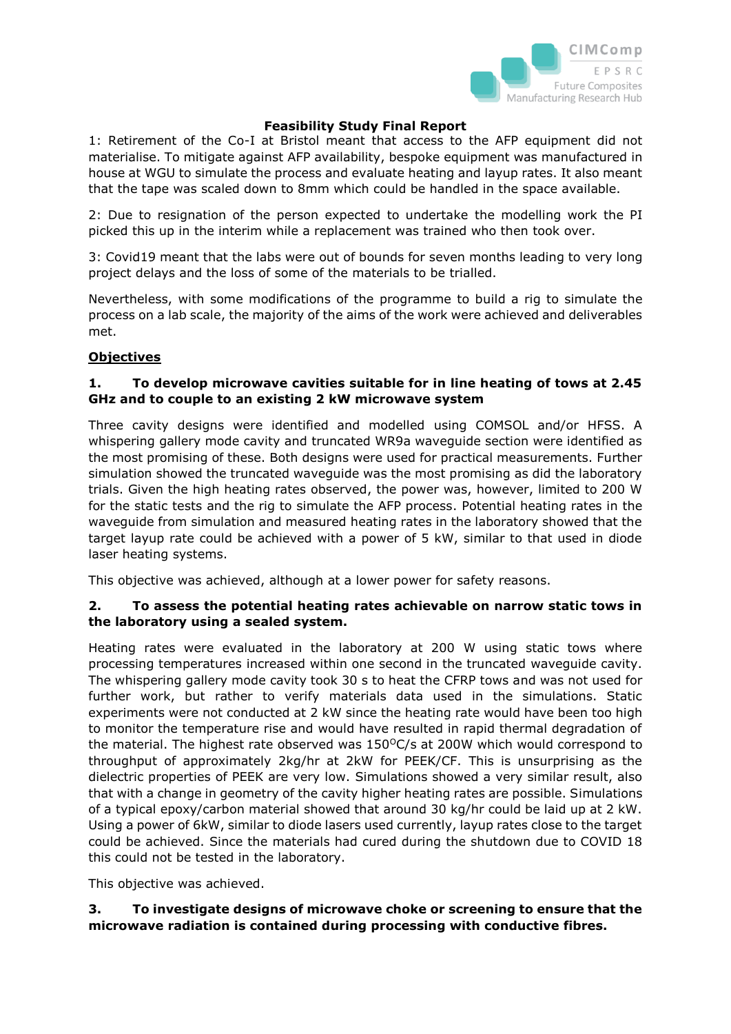**Feasibility Study Final Report**

1: Retirement of the Co-I at Bristol meant that access to the AFP equipment did not materialise. To mitigate against AFP availability, bespoke equipment was manufactured in house at WGU to simulate the process and evaluate heating and layup rates. It also meant that the tape was scaled down to 8mm which could be handled in the space available.

2: Due to resignation of the person expected to undertake the modelling work the PI picked this up in the interim while a replacement was trained who then took over.

3: Covid19 meant that the labs were out of bounds for seven months leading to very long project delays and the loss of some of the materials to be trialled.

Nevertheless, with some modifications of the programme to build a rig to simulate the process on a lab scale, the majority of the aims of the work were achieved and deliverables met.

## Objectives

### 1. To develop microwave cavities suitable for in line heating of tows at 2.45 GHz and to couple to an existing 2 kW microwave system

Three cavity designs were identified and modelled using COMSOL and/or HFSS. A whispering gallery mode cavity and truncated WR9a waveguide section were identified as the most promising of these. Both designs were used for practical measurements. Further simulation showed the truncated waveguide was the most promising as did the laboratory trials. Given the high heating rates observed, the power was, however, limited to 200 W for the static tests and the rig to simulate the AFP process. Potential heating rates in the waveguide from simulation and measured heating rates in the laboratory showed that the target layup rate could be achieved with a power of 5 kW, similar to that used in diode laser heating systems.

This objective was achieved, although at a lower power for safety reasons.

### 2. To assess the potential heating rates achievable on narrow static tows in the laboratory using a sealed system.

Heating rates were evaluated in the laboratory at 200 W using static tows where processing temperatures increased within one second in the truncated waveguide cavity. The whispering gallery mode cavity took 30 s to heat the CFRP tows and was not used for further work, but rather to verify materials data used in the simulations. Static experiments were not conducted at 2 kW since the heating rate would have been too high to monitor the temperature rise and would have resulted in rapid thermal degradation of the material. The highest rate observed was 150$^{O}$C/s at 200W which would correspond to throughput of approximately 2kg/hr at 2kW for PEEK/CF. This is unsurprising as the dielectric properties of PEEK are very low. Simulations showed a very similar result, also that with a change in geometry of the cavity higher heating rates are possible. Simulations of a typical epoxy/carbon material showed that around 30 kg/hr could be laid up at 2 kW. Using a power of 6kW, similar to diode lasers used currently, layup rates close to the target could be achieved. Since the materials had cured during the shutdown due to COVID 18 this could not be tested in the laboratory.

This objective was achieved.

### 3. To investigate designs of microwave choke or screening to ensure that the microwave radiation is contained during processing with conductive fibres.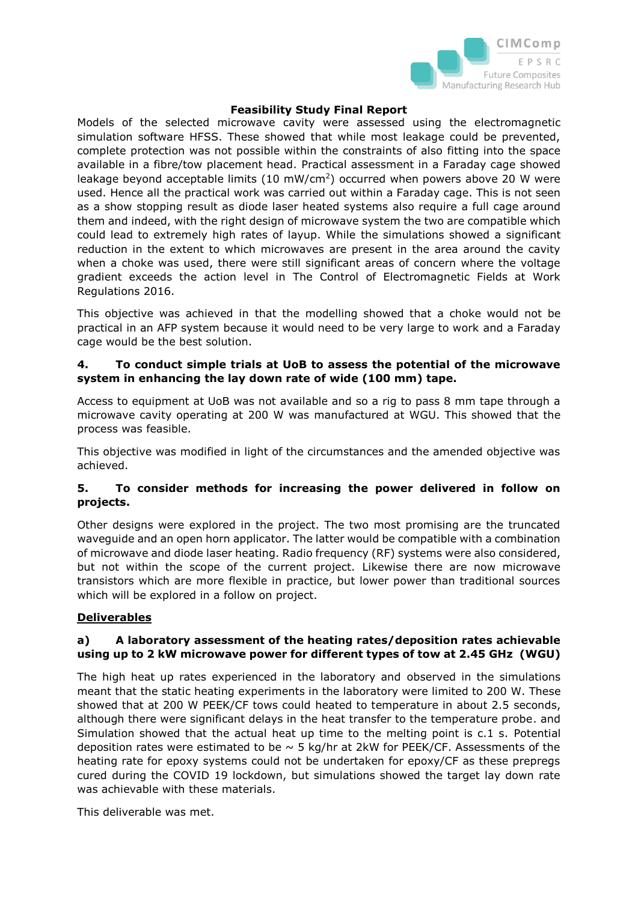**Feasibility Study Final Report**

Models of the selected microwave cavity were assessed using the electromagnetic simulation software HFSS. These showed that while most leakage could be prevented, complete protection was not possible within the constraints of also fitting into the space available in a fibre/tow placement head. Practical assessment in a Faraday cage showed leakage beyond acceptable limits (10 mW/cm$^2$) occurred when powers above 20 W were used. Hence all the practical work was carried out within a Faraday cage. This is not seen as a show stopping result as diode laser heated systems also require a full cage around them and indeed, with the right design of microwave system the two are compatible which could lead to extremely high rates of layup. While the simulations showed a significant reduction in the extent to which microwaves are present in the area around the cavity when a choke was used, there were still significant areas of concern where the voltage gradient exceeds the action level in The Control of Electromagnetic Fields at Work Regulations 2016.

This objective was achieved in that the modelling showed that a choke would not be practical in an AFP system because it would need to be very large to work and a Faraday cage would be the best solution.

### 4. To conduct simple trials at UoB to assess the potential of the microwave system in enhancing the lay down rate of wide (100 mm) tape.

Access to equipment at UoB was not available and so a rig to pass 8 mm tape through a microwave cavity operating at 200 W was manufactured at WGU. This showed that the process was feasible.

This objective was modified in light of the circumstances and the amended objective was achieved.

### 5. To consider methods for increasing the power delivered in follow on projects.

Other designs were explored in the project. The two most promising are the truncated waveguide and an open horn applicator. The latter would be compatible with a combination of microwave and diode laser heating. Radio frequency (RF) systems were also considered, but not within the scope of the current project. Likewise there are now microwave transistors which are more flexible in practice, but lower power than traditional sources which will be explored in a follow on project.

## Deliverables

### a) A laboratory assessment of the heating rates/deposition rates achievable using up to 2 kW microwave power for different types of tow at 2.45 GHz (WGU)

The high heat up rates experienced in the laboratory and observed in the simulations meant that the static heating experiments in the laboratory were limited to 200 W. These showed that at 200 W PEEK/CF tows could heated to temperature in about 2.5 seconds, although there were significant delays in the heat transfer to the temperature probe. and Simulation showed that the actual heat up time to the melting point is c.1 s. Potential deposition rates were estimated to be ~ 5 kg/hr at 2kW for PEEK/CF. Assessments of the heating rate for epoxy systems could not be undertaken for epoxy/CF as these prepregs cured during the COVID 19 lockdown, but simulations showed the target lay down rate was achievable with these materials.

This deliverable was met.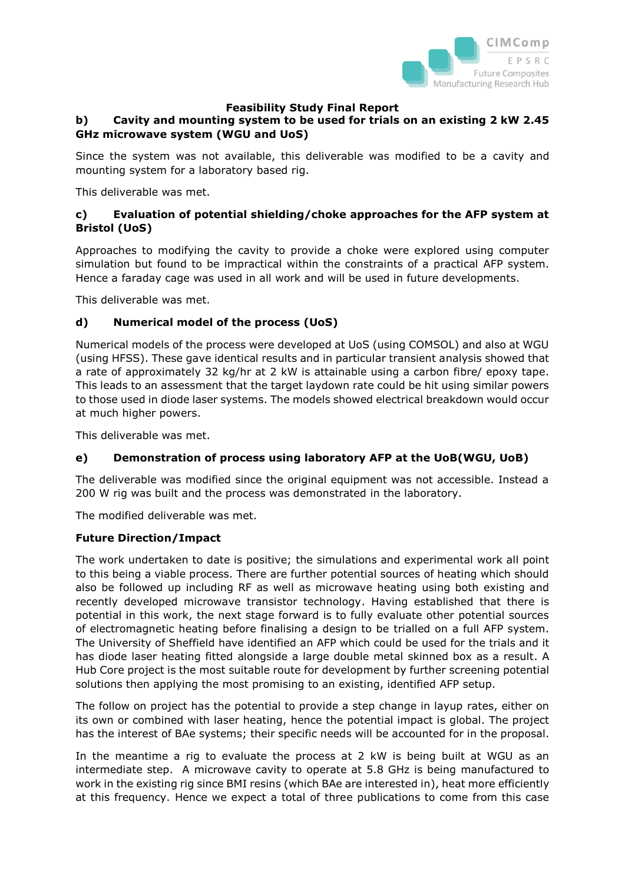**Feasibility Study Final Report**

**b) Cavity and mounting system to be used for trials on an existing 2 kW 2.45 GHz microwave system (WGU and UoS)**

Since the system was not available, this deliverable was modified to be a cavity and mounting system for a laboratory based rig.

This deliverable was met.

**c) Evaluation of potential shielding/choke approaches for the AFP system at Bristol (UoS)**

Approaches to modifying the cavity to provide a choke were explored using computer simulation but found to be impractical within the constraints of a practical AFP system. Hence a faraday cage was used in all work and will be used in future developments.

This deliverable was met.

**d) Numerical model of the process (UoS)**

Numerical models of the process were developed at UoS (using COMSOL) and also at WGU (using HFSS). These gave identical results and in particular transient analysis showed that a rate of approximately 32 kg/hr at 2 kW is attainable using a carbon fibre/ epoxy tape. This leads to an assessment that the target laydown rate could be hit using similar powers to those used in diode laser systems. The models showed electrical breakdown would occur at much higher powers.

This deliverable was met.

**e) Demonstration of process using laboratory AFP at the UoB(WGU, UoB)**

The deliverable was modified since the original equipment was not accessible. Instead a 200 W rig was built and the process was demonstrated in the laboratory.

The modified deliverable was met.

**Future Direction/Impact**

The work undertaken to date is positive; the simulations and experimental work all point to this being a viable process. There are further potential sources of heating which should also be followed up including RF as well as microwave heating using both existing and recently developed microwave transistor technology. Having established that there is potential in this work, the next stage forward is to fully evaluate other potential sources of electromagnetic heating before finalising a design to be trialled on a full AFP system. The University of Sheffield have identified an AFP which could be used for the trials and it has diode laser heating fitted alongside a large double metal skinned box as a result. A Hub Core project is the most suitable route for development by further screening potential solutions then applying the most promising to an existing, identified AFP setup.

The follow on project has the potential to provide a step change in layup rates, either on its own or combined with laser heating, hence the potential impact is global. The project has the interest of BAe systems; their specific needs will be accounted for in the proposal.

In the meantime a rig to evaluate the process at 2 kW is being built at WGU as an intermediate step. A microwave cavity to operate at 5.8 GHz is being manufactured to work in the existing rig since BMI resins (which BAe are interested in), heat more efficiently at this frequency. Hence we expect a total of three publications to come from this case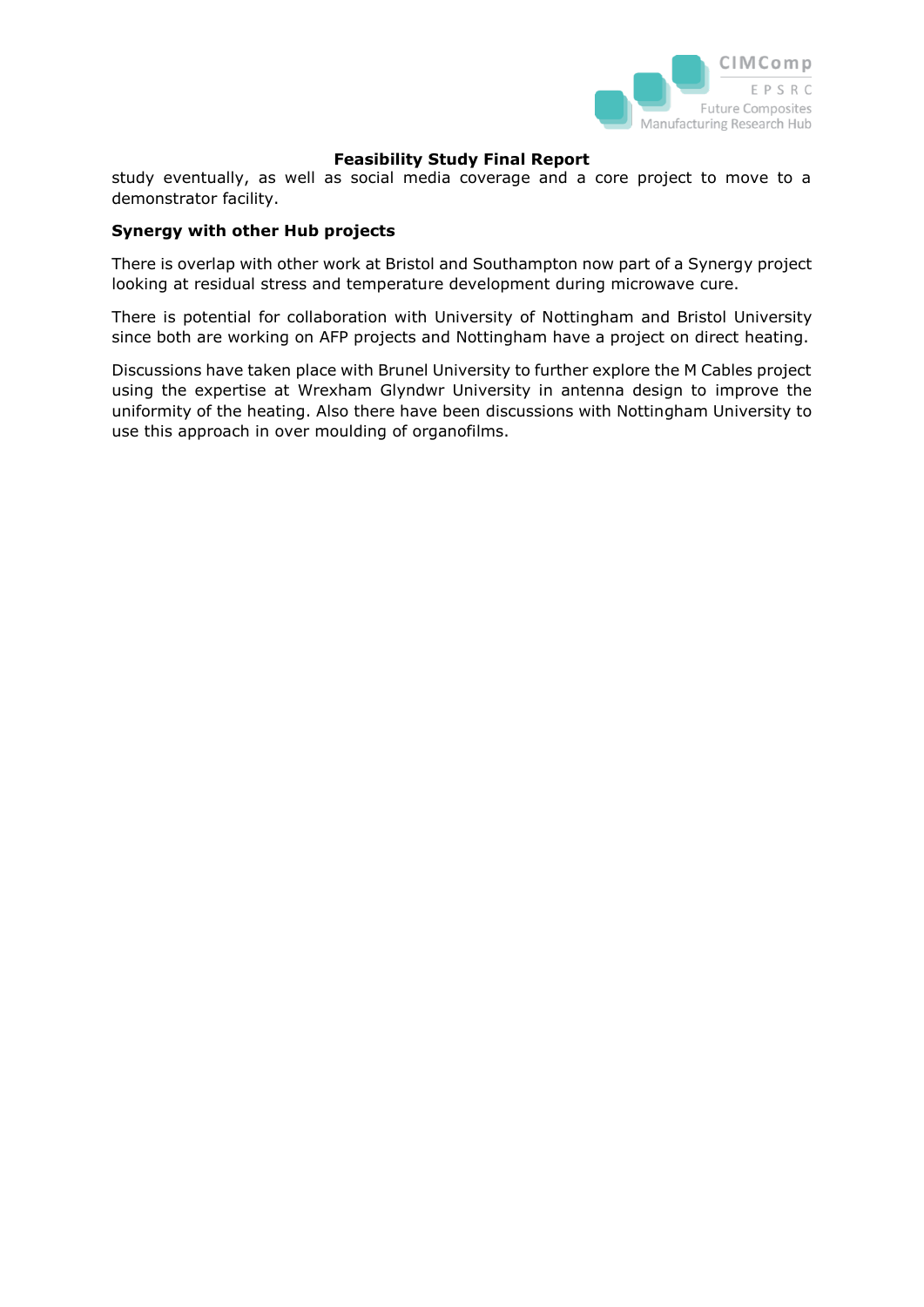study eventually, as well as social media coverage and a core project to move to a demonstrator facility.

**Synergy with other Hub projects**

There is overlap with other work at Bristol and Southampton now part of a Synergy project looking at residual stress and temperature development during microwave cure.

There is potential for collaboration with University of Nottingham and Bristol University since both are working on AFP projects and Nottingham have a project on direct heating.

Discussions have taken place with Brunel University to further explore the M Cables project using the expertise at Wrexham Glyndwr University in antenna design to improve the uniformity of the heating. Also there have been discussions with Nottingham University to use this approach in over moulding of organofilms.